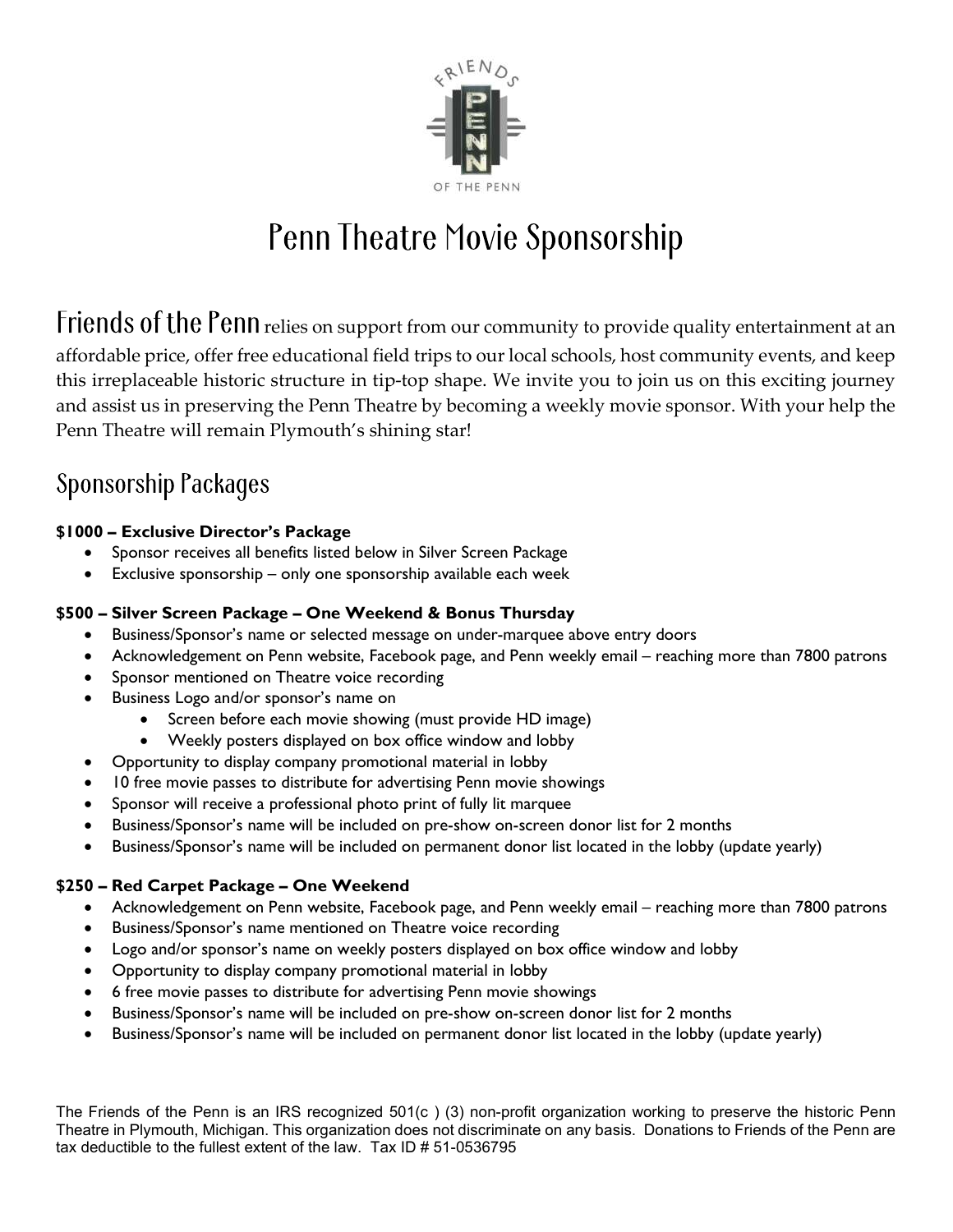FRIENDS
PENN
OF THE PENN

# Penn Theatre Movie Sponsorship

Friends of the Penn relies on support from our community to provide quality entertainment at an affordable price, offer free educational field trips to our local schools, host community events, and keep this irreplaceable historic structure in tip-top shape. We invite you to join us on this exciting journey and assist us in preserving the Penn Theatre by becoming a weekly movie sponsor. With your help the Penn Theatre will remain Plymouth's shining star!

## Sponsorship Packages

**$1000 – Exclusive Director's Package**

- Sponsor receives all benefits listed below in Silver Screen Package
- Exclusive sponsorship – only one sponsorship available each week

**$500 – Silver Screen Package – One Weekend & Bonus Thursday**

- Business/Sponsor's name or selected message on under-marquee above entry doors
- Acknowledgement on Penn website, Facebook page, and Penn weekly email – reaching more than 7800 patrons
- Sponsor mentioned on Theatre voice recording
- Business Logo and/or sponsor's name on
  - Screen before each movie showing (must provide HD image)
  - Weekly posters displayed on box office window and lobby
- Opportunity to display company promotional material in lobby
- 10 free movie passes to distribute for advertising Penn movie showings
- Sponsor will receive a professional photo print of fully lit marquee
- Business/Sponsor's name will be included on pre-show on-screen donor list for 2 months
- Business/Sponsor's name will be included on permanent donor list located in the lobby (update yearly)

**$250 – Red Carpet Package – One Weekend**

- Acknowledgement on Penn website, Facebook page, and Penn weekly email – reaching more than 7800 patrons
- Business/Sponsor's name mentioned on Theatre voice recording
- Logo and/or sponsor's name on weekly posters displayed on box office window and lobby
- Opportunity to display company promotional material in lobby
- 6 free movie passes to distribute for advertising Penn movie showings
- Business/Sponsor's name will be included on pre-show on-screen donor list for 2 months
- Business/Sponsor's name will be included on permanent donor list located in the lobby (update yearly)

The Friends of the Penn is an IRS recognized 501(c ) (3) non-profit organization working to preserve the historic Penn Theatre in Plymouth, Michigan. This organization does not discriminate on any basis. Donations to Friends of the Penn are tax deductible to the fullest extent of the law. Tax ID # 51-0536795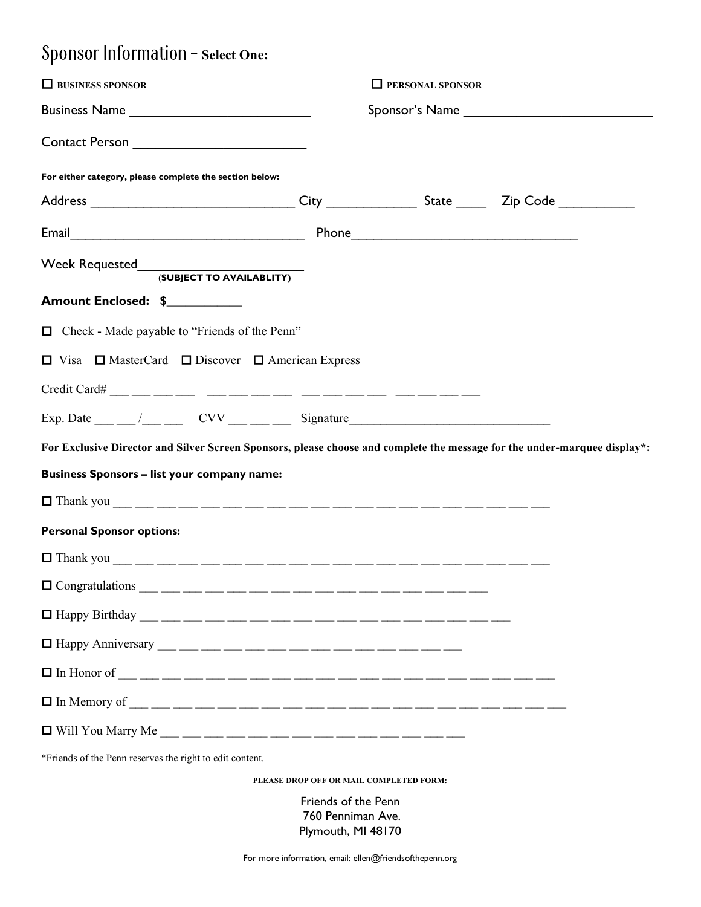## Sponsor Information – **Select One:**

☐ **BUSINESS SPONSOR** ☐ **PERSONAL SPONSOR**

Business Name ________________________ Sponsor's Name ________________________

Contact Person ________________________

**For either category, please complete the section below:**

Address ____________________________ City ____________ State ____ Zip Code __________

Email________________________________ Phone______________________________

Week Requested________________________
(**SUBJECT TO AVAILABLITY**)

**Amount Enclosed: $**___________

☐ Check - Made payable to "Friends of the Penn"

☐ Visa ☐ MasterCard ☐ Discover ☐ American Express

Credit Card# ___ ___ ___ ___ ___ ___ ___ ___ ___ ___ ___ ___ ___ ___ ___ ___

Exp. Date ___ ___/___ ___ CVV ___ ___ ___ Signature______________________________

**For Exclusive Director and Silver Screen Sponsors, please choose and complete the message for the under-marquee display*:**

**Business Sponsors – list your company name:**

☐ Thank you ___ ___ ___ ___ ___ ___ ___ ___ ___ ___ ___ ___ ___ ___ ___ ___ ___ ___ ___ ___

**Personal Sponsor options:**

☐ Thank you ___ ___ ___ ___ ___ ___ ___ ___ ___ ___ ___ ___ ___ ___ ___ ___ ___ ___ ___ ___

☐ Congratulations ___ ___ ___ ___ ___ ___ ___ ___ ___ ___ ___ ___ ___ ___ ___ ___

☐ Happy Birthday ___ ___ ___ ___ ___ ___ ___ ___ ___ ___ ___ ___ ___ ___ ___ ___ ___

☐ Happy Anniversary ___ ___ ___ ___ ___ ___ ___ ___ ___ ___ ___ ___ ___ ___

☐ In Honor of ___ ___ ___ ___ ___ ___ ___ ___ ___ ___ ___ ___ ___ ___ ___ ___ ___ ___ ___ ___

☐ In Memory of ___ ___ ___ ___ ___ ___ ___ ___ ___ ___ ___ ___ ___ ___ ___ ___ ___ ___ ___ ___

☐ Will You Marry Me ___ ___ ___ ___ ___ ___ ___ ___ ___ ___ ___ ___ ___ ___

*Friends of the Penn reserves the right to edit content.

**PLEASE DROP OFF OR MAIL COMPLETED FORM:**

Friends of the Penn
760 Penniman Ave.
Plymouth, MI 48170

For more information, email: ellen@friendsofthepenn.org